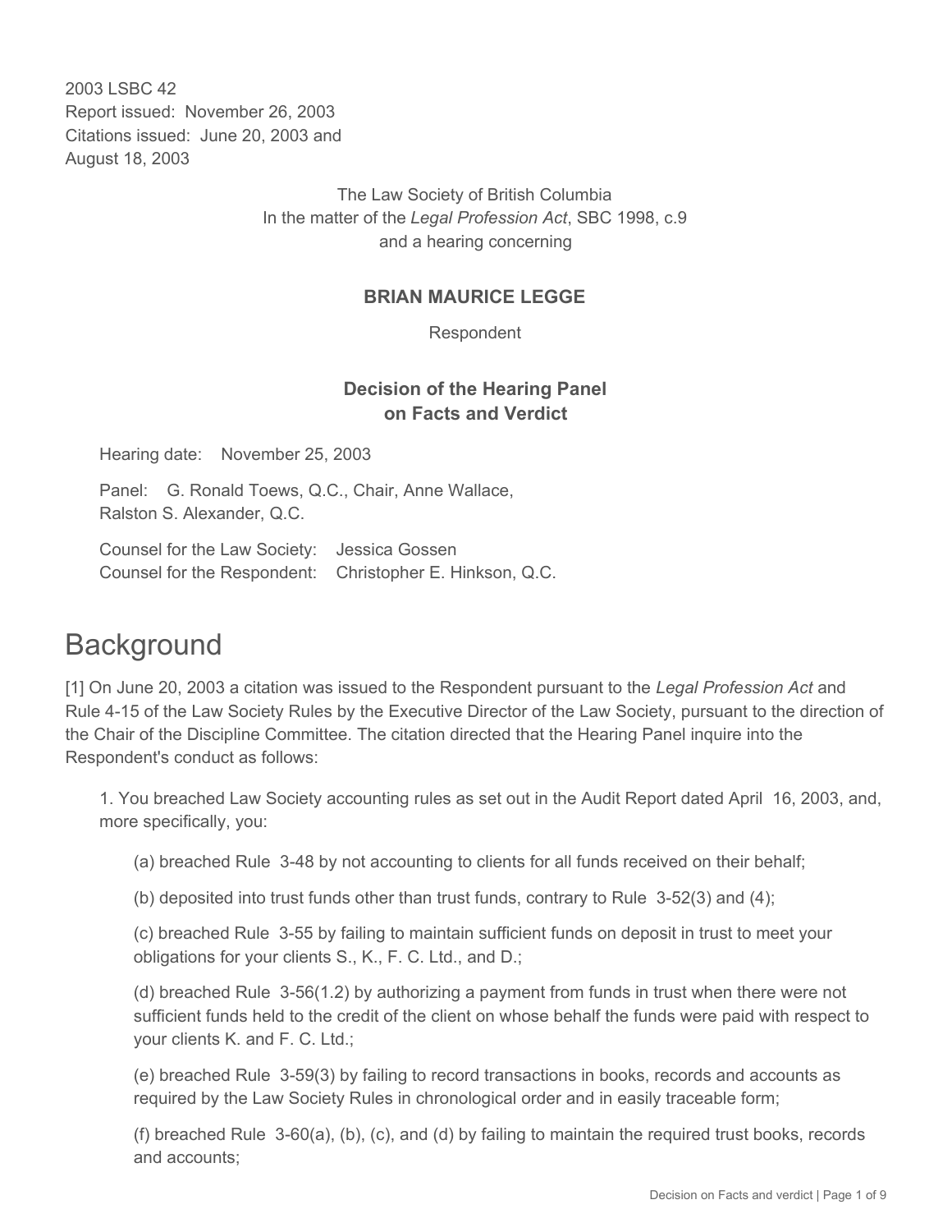2003 LSBC 42
Report issued: November 26, 2003
Citations issued: June 20, 2003 and August 18, 2003

The Law Society of British Columbia
In the matter of the *Legal Profession Act*, SBC 1998, c.9
and a hearing concerning

**BRIAN MAURICE LEGGE**

Respondent

**Decision of the Hearing Panel on Facts and Verdict**

Hearing date: November 25, 2003

Panel: G. Ronald Toews, Q.C., Chair, Anne Wallace, Ralston S. Alexander, Q.C.

Counsel for the Law Society: Jessica Gossen
Counsel for the Respondent: Christopher E. Hinkson, Q.C.

# Background

[1] On June 20, 2003 a citation was issued to the Respondent pursuant to the *Legal Profession Act* and Rule 4-15 of the Law Society Rules by the Executive Director of the Law Society, pursuant to the direction of the Chair of the Discipline Committee. The citation directed that the Hearing Panel inquire into the Respondent's conduct as follows:

1. You breached Law Society accounting rules as set out in the Audit Report dated April 16, 2003, and, more specifically, you:

   (a) breached Rule 3-48 by not accounting to clients for all funds received on their behalf;

   (b) deposited into trust funds other than trust funds, contrary to Rule 3-52(3) and (4);

   (c) breached Rule 3-55 by failing to maintain sufficient funds on deposit in trust to meet your obligations for your clients S., K., F. C. Ltd., and D.;

   (d) breached Rule 3-56(1.2) by authorizing a payment from funds in trust when there were not sufficient funds held to the credit of the client on whose behalf the funds were paid with respect to your clients K. and F. C. Ltd.;

   (e) breached Rule 3-59(3) by failing to record transactions in books, records and accounts as required by the Law Society Rules in chronological order and in easily traceable form;

   (f) breached Rule 3-60(a), (b), (c), and (d) by failing to maintain the required trust books, records and accounts;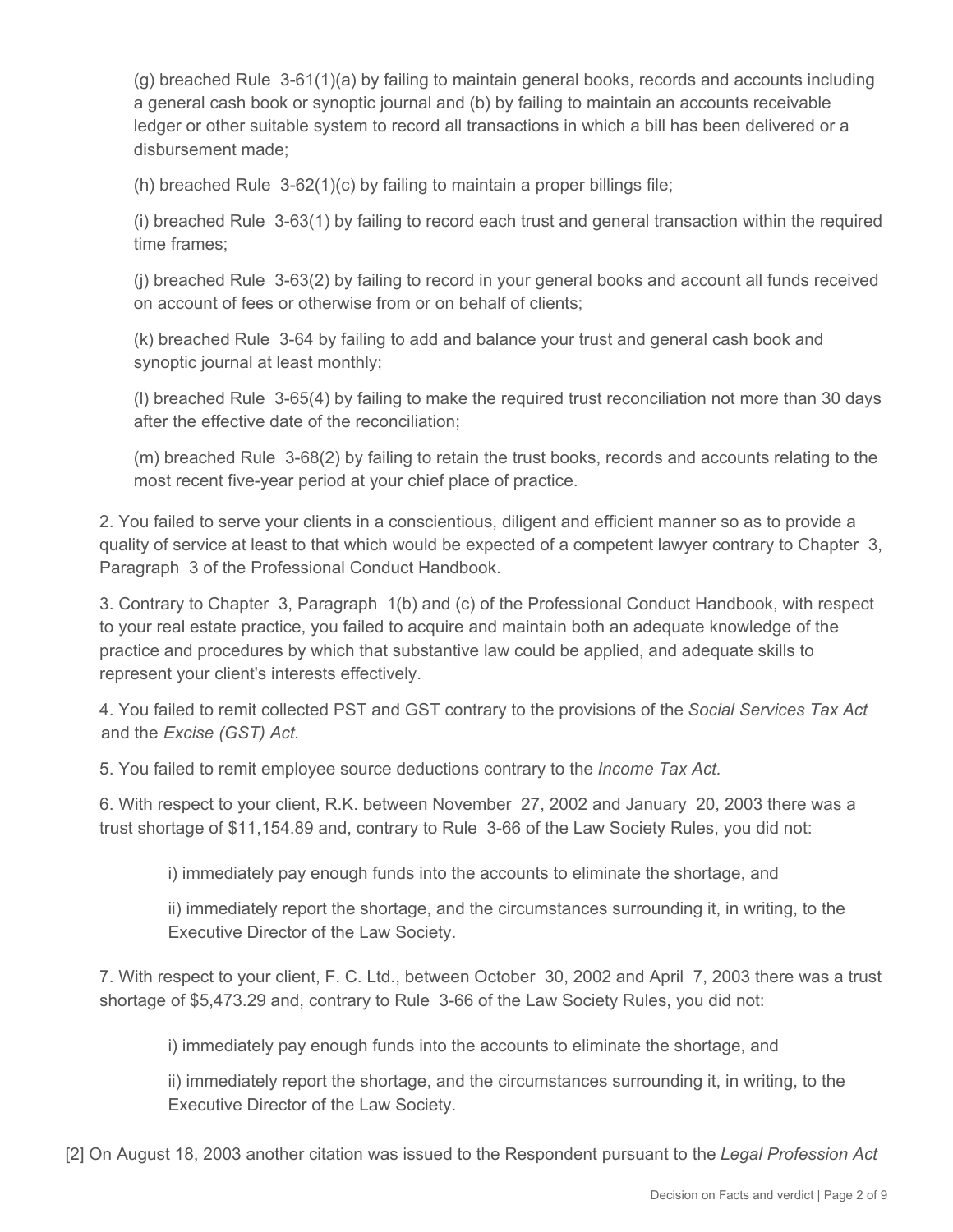(g) breached Rule 3-61(1)(a) by failing to maintain general books, records and accounts including a general cash book or synoptic journal and (b) by failing to maintain an accounts receivable ledger or other suitable system to record all transactions in which a bill has been delivered or a disbursement made;

(h) breached Rule 3-62(1)(c) by failing to maintain a proper billings file;

(i) breached Rule 3-63(1) by failing to record each trust and general transaction within the required time frames;

(j) breached Rule 3-63(2) by failing to record in your general books and account all funds received on account of fees or otherwise from or on behalf of clients;

(k) breached Rule 3-64 by failing to add and balance your trust and general cash book and synoptic journal at least monthly;

(l) breached Rule 3-65(4) by failing to make the required trust reconciliation not more than 30 days after the effective date of the reconciliation;

(m) breached Rule 3-68(2) by failing to retain the trust books, records and accounts relating to the most recent five-year period at your chief place of practice.

2. You failed to serve your clients in a conscientious, diligent and efficient manner so as to provide a quality of service at least to that which would be expected of a competent lawyer contrary to Chapter 3, Paragraph 3 of the Professional Conduct Handbook.

3. Contrary to Chapter 3, Paragraph 1(b) and (c) of the Professional Conduct Handbook, with respect to your real estate practice, you failed to acquire and maintain both an adequate knowledge of the practice and procedures by which that substantive law could be applied, and adequate skills to represent your client's interests effectively.

4. You failed to remit collected PST and GST contrary to the provisions of the *Social Services Tax Act* and the *Excise (GST) Act.*

5. You failed to remit employee source deductions contrary to the *Income Tax Act.*

6. With respect to your client, R.K. between November 27, 2002 and January 20, 2003 there was a trust shortage of $11,154.89 and, contrary to Rule 3-66 of the Law Society Rules, you did not:

i) immediately pay enough funds into the accounts to eliminate the shortage, and

ii) immediately report the shortage, and the circumstances surrounding it, in writing, to the Executive Director of the Law Society.

7. With respect to your client, F. C. Ltd., between October 30, 2002 and April 7, 2003 there was a trust shortage of $5,473.29 and, contrary to Rule 3-66 of the Law Society Rules, you did not:

i) immediately pay enough funds into the accounts to eliminate the shortage, and

ii) immediately report the shortage, and the circumstances surrounding it, in writing, to the Executive Director of the Law Society.

[2] On August 18, 2003 another citation was issued to the Respondent pursuant to the *Legal Profession Act*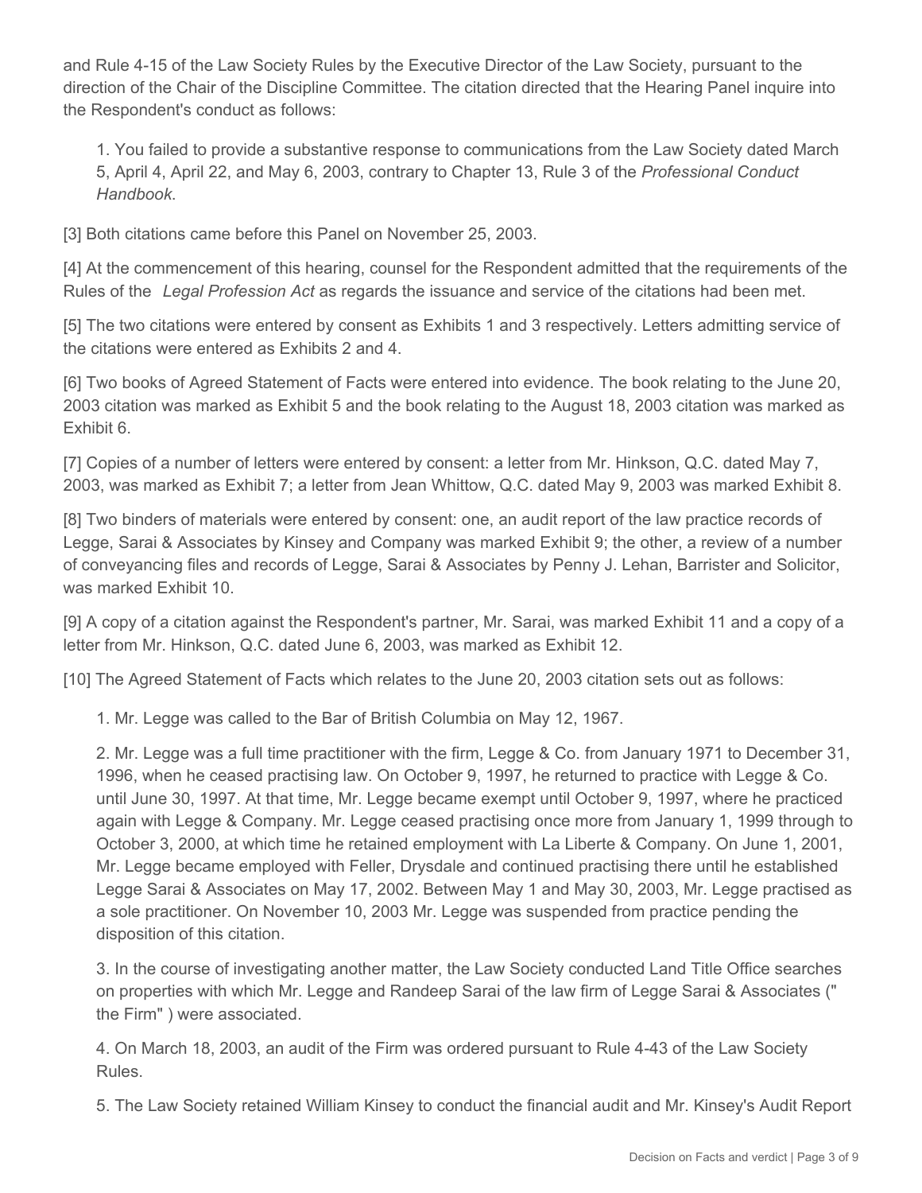and Rule 4-15 of the Law Society Rules by the Executive Director of the Law Society, pursuant to the direction of the Chair of the Discipline Committee. The citation directed that the Hearing Panel inquire into the Respondent's conduct as follows:

> 1. You failed to provide a substantive response to communications from the Law Society dated March 5, April 4, April 22, and May 6, 2003, contrary to Chapter 13, Rule 3 of the *Professional Conduct Handbook*.

[3] Both citations came before this Panel on November 25, 2003.

[4] At the commencement of this hearing, counsel for the Respondent admitted that the requirements of the Rules of the *Legal Profession Act* as regards the issuance and service of the citations had been met.

[5] The two citations were entered by consent as Exhibits 1 and 3 respectively. Letters admitting service of the citations were entered as Exhibits 2 and 4.

[6] Two books of Agreed Statement of Facts were entered into evidence. The book relating to the June 20, 2003 citation was marked as Exhibit 5 and the book relating to the August 18, 2003 citation was marked as Exhibit 6.

[7] Copies of a number of letters were entered by consent: a letter from Mr. Hinkson, Q.C. dated May 7, 2003, was marked as Exhibit 7; a letter from Jean Whittow, Q.C. dated May 9, 2003 was marked Exhibit 8.

[8] Two binders of materials were entered by consent: one, an audit report of the law practice records of Legge, Sarai & Associates by Kinsey and Company was marked Exhibit 9; the other, a review of a number of conveyancing files and records of Legge, Sarai & Associates by Penny J. Lehan, Barrister and Solicitor, was marked Exhibit 10.

[9] A copy of a citation against the Respondent's partner, Mr. Sarai, was marked Exhibit 11 and a copy of a letter from Mr. Hinkson, Q.C. dated June 6, 2003, was marked as Exhibit 12.

[10] The Agreed Statement of Facts which relates to the June 20, 2003 citation sets out as follows:

> 1. Mr. Legge was called to the Bar of British Columbia on May 12, 1967.
>
> 2. Mr. Legge was a full time practitioner with the firm, Legge & Co. from January 1971 to December 31, 1996, when he ceased practising law. On October 9, 1997, he returned to practice with Legge & Co. until June 30, 1997. At that time, Mr. Legge became exempt until October 9, 1997, where he practiced again with Legge & Company. Mr. Legge ceased practising once more from January 1, 1999 through to October 3, 2000, at which time he retained employment with La Liberte & Company. On June 1, 2001, Mr. Legge became employed with Feller, Drysdale and continued practising there until he established Legge Sarai & Associates on May 17, 2002. Between May 1 and May 30, 2003, Mr. Legge practised as a sole practitioner. On November 10, 2003 Mr. Legge was suspended from practice pending the disposition of this citation.
>
> 3. In the course of investigating another matter, the Law Society conducted Land Title Office searches on properties with which Mr. Legge and Randeep Sarai of the law firm of Legge Sarai & Associates (" the Firm" ) were associated.
>
> 4. On March 18, 2003, an audit of the Firm was ordered pursuant to Rule 4-43 of the Law Society Rules.
>
> 5. The Law Society retained William Kinsey to conduct the financial audit and Mr. Kinsey's Audit Report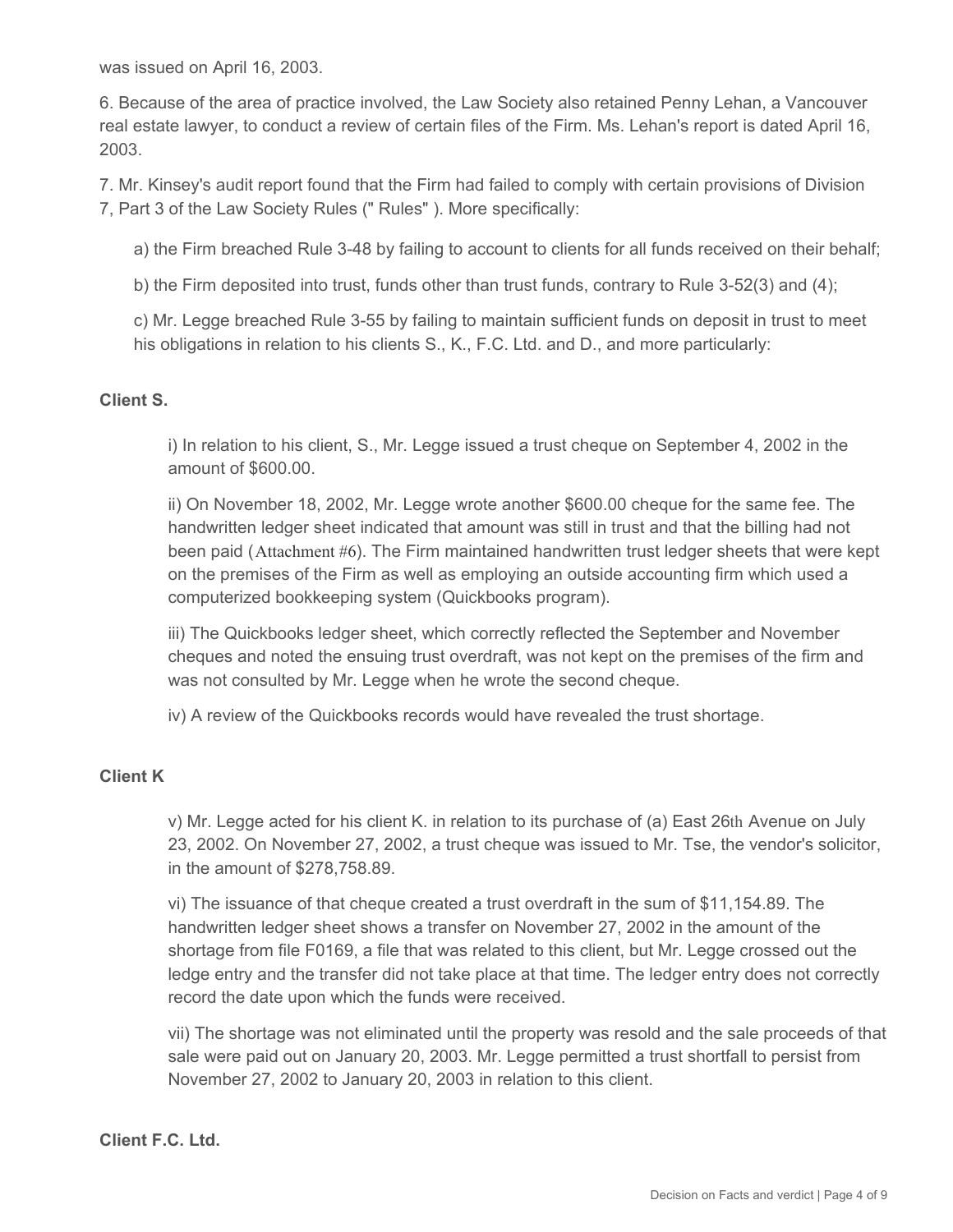was issued on April 16, 2003.

6. Because of the area of practice involved, the Law Society also retained Penny Lehan, a Vancouver real estate lawyer, to conduct a review of certain files of the Firm. Ms. Lehan's report is dated April 16, 2003.

7. Mr. Kinsey's audit report found that the Firm had failed to comply with certain provisions of Division 7, Part 3 of the Law Society Rules (" Rules" ). More specifically:

a) the Firm breached Rule 3-48 by failing to account to clients for all funds received on their behalf;

b) the Firm deposited into trust, funds other than trust funds, contrary to Rule 3-52(3) and (4);

c) Mr. Legge breached Rule 3-55 by failing to maintain sufficient funds on deposit in trust to meet his obligations in relation to his clients S., K., F.C. Ltd. and D., and more particularly:

**Client S.**

i) In relation to his client, S., Mr. Legge issued a trust cheque on September 4, 2002 in the amount of $600.00.

ii) On November 18, 2002, Mr. Legge wrote another $600.00 cheque for the same fee. The handwritten ledger sheet indicated that amount was still in trust and that the billing had not been paid (Attachment #6). The Firm maintained handwritten trust ledger sheets that were kept on the premises of the Firm as well as employing an outside accounting firm which used a computerized bookkeeping system (Quickbooks program).

iii) The Quickbooks ledger sheet, which correctly reflected the September and November cheques and noted the ensuing trust overdraft, was not kept on the premises of the firm and was not consulted by Mr. Legge when he wrote the second cheque.

iv) A review of the Quickbooks records would have revealed the trust shortage.

**Client K**

v) Mr. Legge acted for his client K. in relation to its purchase of (a) East 26th Avenue on July 23, 2002. On November 27, 2002, a trust cheque was issued to Mr. Tse, the vendor's solicitor, in the amount of $278,758.89.

vi) The issuance of that cheque created a trust overdraft in the sum of $11,154.89. The handwritten ledger sheet shows a transfer on November 27, 2002 in the amount of the shortage from file F0169, a file that was related to this client, but Mr. Legge crossed out the ledge entry and the transfer did not take place at that time. The ledger entry does not correctly record the date upon which the funds were received.

vii) The shortage was not eliminated until the property was resold and the sale proceeds of that sale were paid out on January 20, 2003. Mr. Legge permitted a trust shortfall to persist from November 27, 2002 to January 20, 2003 in relation to this client.

**Client F.C. Ltd.**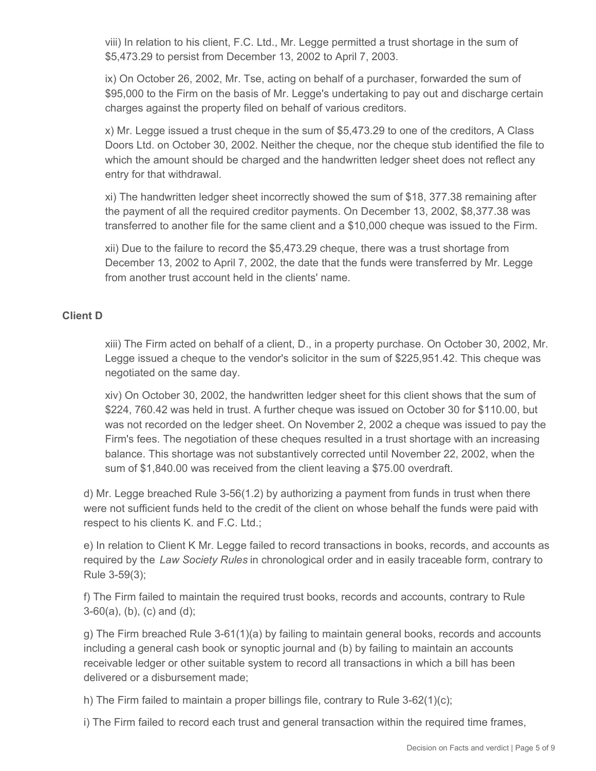viii) In relation to his client, F.C. Ltd., Mr. Legge permitted a trust shortage in the sum of $5,473.29 to persist from December 13, 2002 to April 7, 2003.

ix) On October 26, 2002, Mr. Tse, acting on behalf of a purchaser, forwarded the sum of $95,000 to the Firm on the basis of Mr. Legge's undertaking to pay out and discharge certain charges against the property filed on behalf of various creditors.

x) Mr. Legge issued a trust cheque in the sum of $5,473.29 to one of the creditors, A Class Doors Ltd. on October 30, 2002. Neither the cheque, nor the cheque stub identified the file to which the amount should be charged and the handwritten ledger sheet does not reflect any entry for that withdrawal.

xi) The handwritten ledger sheet incorrectly showed the sum of $18, 377.38 remaining after the payment of all the required creditor payments. On December 13, 2002, $8,377.38 was transferred to another file for the same client and a $10,000 cheque was issued to the Firm.

xii) Due to the failure to record the $5,473.29 cheque, there was a trust shortage from December 13, 2002 to April 7, 2002, the date that the funds were transferred by Mr. Legge from another trust account held in the clients' name.

**Client D**

xiii) The Firm acted on behalf of a client, D., in a property purchase. On October 30, 2002, Mr. Legge issued a cheque to the vendor's solicitor in the sum of $225,951.42. This cheque was negotiated on the same day.

xiv) On October 30, 2002, the handwritten ledger sheet for this client shows that the sum of $224, 760.42 was held in trust. A further cheque was issued on October 30 for $110.00, but was not recorded on the ledger sheet. On November 2, 2002 a cheque was issued to pay the Firm's fees. The negotiation of these cheques resulted in a trust shortage with an increasing balance. This shortage was not substantively corrected until November 22, 2002, when the sum of $1,840.00 was received from the client leaving a $75.00 overdraft.

d) Mr. Legge breached Rule 3-56(1.2) by authorizing a payment from funds in trust when there were not sufficient funds held to the credit of the client on whose behalf the funds were paid with respect to his clients K. and F.C. Ltd.;

e) In relation to Client K Mr. Legge failed to record transactions in books, records, and accounts as required by the *Law Society Rules* in chronological order and in easily traceable form, contrary to Rule 3-59(3);

f) The Firm failed to maintain the required trust books, records and accounts, contrary to Rule 3-60(a), (b), (c) and (d);

g) The Firm breached Rule 3-61(1)(a) by failing to maintain general books, records and accounts including a general cash book or synoptic journal and (b) by failing to maintain an accounts receivable ledger or other suitable system to record all transactions in which a bill has been delivered or a disbursement made;

h) The Firm failed to maintain a proper billings file, contrary to Rule 3-62(1)(c);

i) The Firm failed to record each trust and general transaction within the required time frames,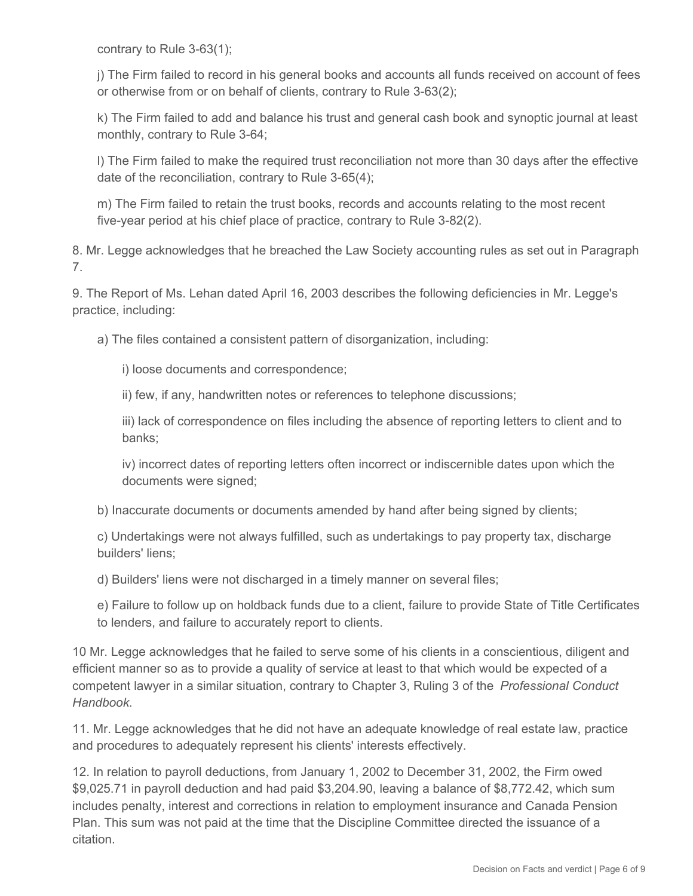contrary to Rule 3-63(1);

j) The Firm failed to record in his general books and accounts all funds received on account of fees or otherwise from or on behalf of clients, contrary to Rule 3-63(2);

k) The Firm failed to add and balance his trust and general cash book and synoptic journal at least monthly, contrary to Rule 3-64;

l) The Firm failed to make the required trust reconciliation not more than 30 days after the effective date of the reconciliation, contrary to Rule 3-65(4);

m) The Firm failed to retain the trust books, records and accounts relating to the most recent five-year period at his chief place of practice, contrary to Rule 3-82(2).

8. Mr. Legge acknowledges that he breached the Law Society accounting rules as set out in Paragraph 7.

9. The Report of Ms. Lehan dated April 16, 2003 describes the following deficiencies in Mr. Legge's practice, including:

a) The files contained a consistent pattern of disorganization, including:

i) loose documents and correspondence;

ii) few, if any, handwritten notes or references to telephone discussions;

iii) lack of correspondence on files including the absence of reporting letters to client and to banks;

iv) incorrect dates of reporting letters often incorrect or indiscernible dates upon which the documents were signed;

b) Inaccurate documents or documents amended by hand after being signed by clients;

c) Undertakings were not always fulfilled, such as undertakings to pay property tax, discharge builders' liens;

d) Builders' liens were not discharged in a timely manner on several files;

e) Failure to follow up on holdback funds due to a client, failure to provide State of Title Certificates to lenders, and failure to accurately report to clients.

10 Mr. Legge acknowledges that he failed to serve some of his clients in a conscientious, diligent and efficient manner so as to provide a quality of service at least to that which would be expected of a competent lawyer in a similar situation, contrary to Chapter 3, Ruling 3 of the *Professional Conduct Handbook*.

11. Mr. Legge acknowledges that he did not have an adequate knowledge of real estate law, practice and procedures to adequately represent his clients' interests effectively.

12. In relation to payroll deductions, from January 1, 2002 to December 31, 2002, the Firm owed $9,025.71 in payroll deduction and had paid $3,204.90, leaving a balance of $8,772.42, which sum includes penalty, interest and corrections in relation to employment insurance and Canada Pension Plan. This sum was not paid at the time that the Discipline Committee directed the issuance of a citation.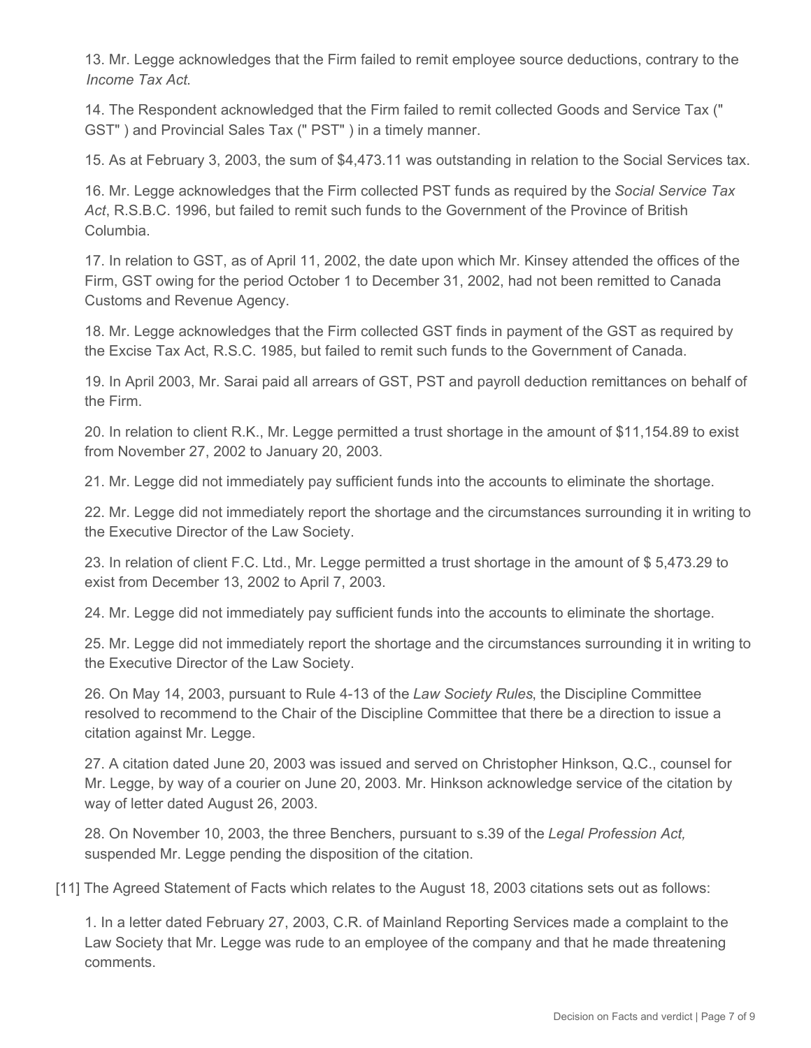13. Mr. Legge acknowledges that the Firm failed to remit employee source deductions, contrary to the *Income Tax Act*.

14. The Respondent acknowledged that the Firm failed to remit collected Goods and Service Tax (" GST" ) and Provincial Sales Tax (" PST" ) in a timely manner.

15. As at February 3, 2003, the sum of $4,473.11 was outstanding in relation to the Social Services tax.

16. Mr. Legge acknowledges that the Firm collected PST funds as required by the *Social Service Tax Act*, R.S.B.C. 1996, but failed to remit such funds to the Government of the Province of British Columbia.

17. In relation to GST, as of April 11, 2002, the date upon which Mr. Kinsey attended the offices of the Firm, GST owing for the period October 1 to December 31, 2002, had not been remitted to Canada Customs and Revenue Agency.

18. Mr. Legge acknowledges that the Firm collected GST finds in payment of the GST as required by the Excise Tax Act, R.S.C. 1985, but failed to remit such funds to the Government of Canada.

19. In April 2003, Mr. Sarai paid all arrears of GST, PST and payroll deduction remittances on behalf of the Firm.

20. In relation to client R.K., Mr. Legge permitted a trust shortage in the amount of $11,154.89 to exist from November 27, 2002 to January 20, 2003.

21. Mr. Legge did not immediately pay sufficient funds into the accounts to eliminate the shortage.

22. Mr. Legge did not immediately report the shortage and the circumstances surrounding it in writing to the Executive Director of the Law Society.

23. In relation of client F.C. Ltd., Mr. Legge permitted a trust shortage in the amount of $ 5,473.29 to exist from December 13, 2002 to April 7, 2003.

24. Mr. Legge did not immediately pay sufficient funds into the accounts to eliminate the shortage.

25. Mr. Legge did not immediately report the shortage and the circumstances surrounding it in writing to the Executive Director of the Law Society.

26. On May 14, 2003, pursuant to Rule 4-13 of the *Law Society Rules*, the Discipline Committee resolved to recommend to the Chair of the Discipline Committee that there be a direction to issue a citation against Mr. Legge.

27. A citation dated June 20, 2003 was issued and served on Christopher Hinkson, Q.C., counsel for Mr. Legge, by way of a courier on June 20, 2003. Mr. Hinkson acknowledge service of the citation by way of letter dated August 26, 2003.

28. On November 10, 2003, the three Benchers, pursuant to s.39 of the *Legal Profession Act,* suspended Mr. Legge pending the disposition of the citation.

[11] The Agreed Statement of Facts which relates to the August 18, 2003 citations sets out as follows:

1. In a letter dated February 27, 2003, C.R. of Mainland Reporting Services made a complaint to the Law Society that Mr. Legge was rude to an employee of the company and that he made threatening comments.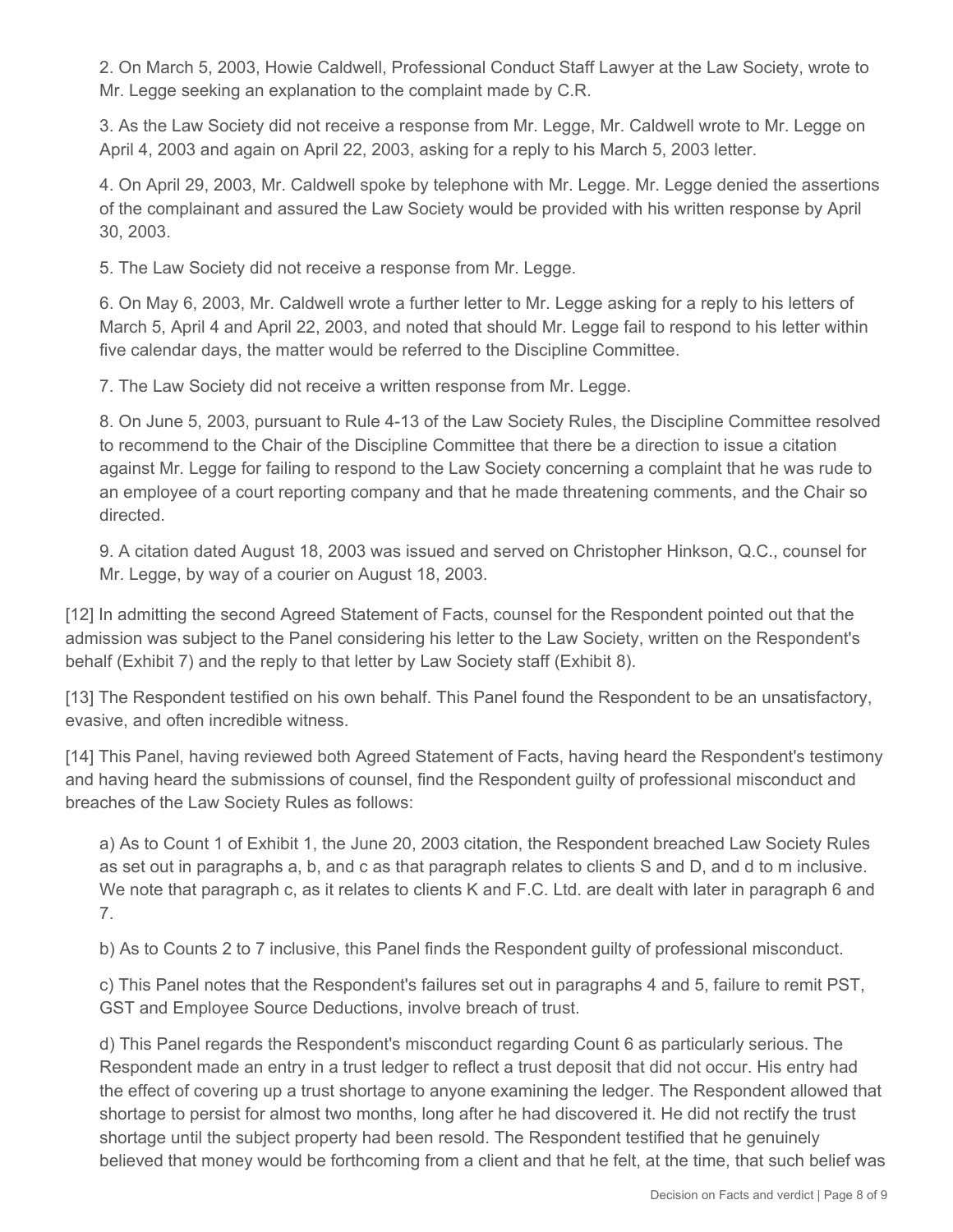2. On March 5, 2003, Howie Caldwell, Professional Conduct Staff Lawyer at the Law Society, wrote to Mr. Legge seeking an explanation to the complaint made by C.R.

3. As the Law Society did not receive a response from Mr. Legge, Mr. Caldwell wrote to Mr. Legge on April 4, 2003 and again on April 22, 2003, asking for a reply to his March 5, 2003 letter.

4. On April 29, 2003, Mr. Caldwell spoke by telephone with Mr. Legge. Mr. Legge denied the assertions of the complainant and assured the Law Society would be provided with his written response by April 30, 2003.

5. The Law Society did not receive a response from Mr. Legge.

6. On May 6, 2003, Mr. Caldwell wrote a further letter to Mr. Legge asking for a reply to his letters of March 5, April 4 and April 22, 2003, and noted that should Mr. Legge fail to respond to his letter within five calendar days, the matter would be referred to the Discipline Committee.

7. The Law Society did not receive a written response from Mr. Legge.

8. On June 5, 2003, pursuant to Rule 4-13 of the Law Society Rules, the Discipline Committee resolved to recommend to the Chair of the Discipline Committee that there be a direction to issue a citation against Mr. Legge for failing to respond to the Law Society concerning a complaint that he was rude to an employee of a court reporting company and that he made threatening comments, and the Chair so directed.

9. A citation dated August 18, 2003 was issued and served on Christopher Hinkson, Q.C., counsel for Mr. Legge, by way of a courier on August 18, 2003.

[12] In admitting the second Agreed Statement of Facts, counsel for the Respondent pointed out that the admission was subject to the Panel considering his letter to the Law Society, written on the Respondent's behalf (Exhibit 7) and the reply to that letter by Law Society staff (Exhibit 8).

[13] The Respondent testified on his own behalf. This Panel found the Respondent to be an unsatisfactory, evasive, and often incredible witness.

[14] This Panel, having reviewed both Agreed Statement of Facts, having heard the Respondent's testimony and having heard the submissions of counsel, find the Respondent guilty of professional misconduct and breaches of the Law Society Rules as follows:

a) As to Count 1 of Exhibit 1, the June 20, 2003 citation, the Respondent breached Law Society Rules as set out in paragraphs a, b, and c as that paragraph relates to clients S and D, and d to m inclusive. We note that paragraph c, as it relates to clients K and F.C. Ltd. are dealt with later in paragraph 6 and 7.

b) As to Counts 2 to 7 inclusive, this Panel finds the Respondent guilty of professional misconduct.

c) This Panel notes that the Respondent's failures set out in paragraphs 4 and 5, failure to remit PST, GST and Employee Source Deductions, involve breach of trust.

d) This Panel regards the Respondent's misconduct regarding Count 6 as particularly serious. The Respondent made an entry in a trust ledger to reflect a trust deposit that did not occur. His entry had the effect of covering up a trust shortage to anyone examining the ledger. The Respondent allowed that shortage to persist for almost two months, long after he had discovered it. He did not rectify the trust shortage until the subject property had been resold. The Respondent testified that he genuinely believed that money would be forthcoming from a client and that he felt, at the time, that such belief was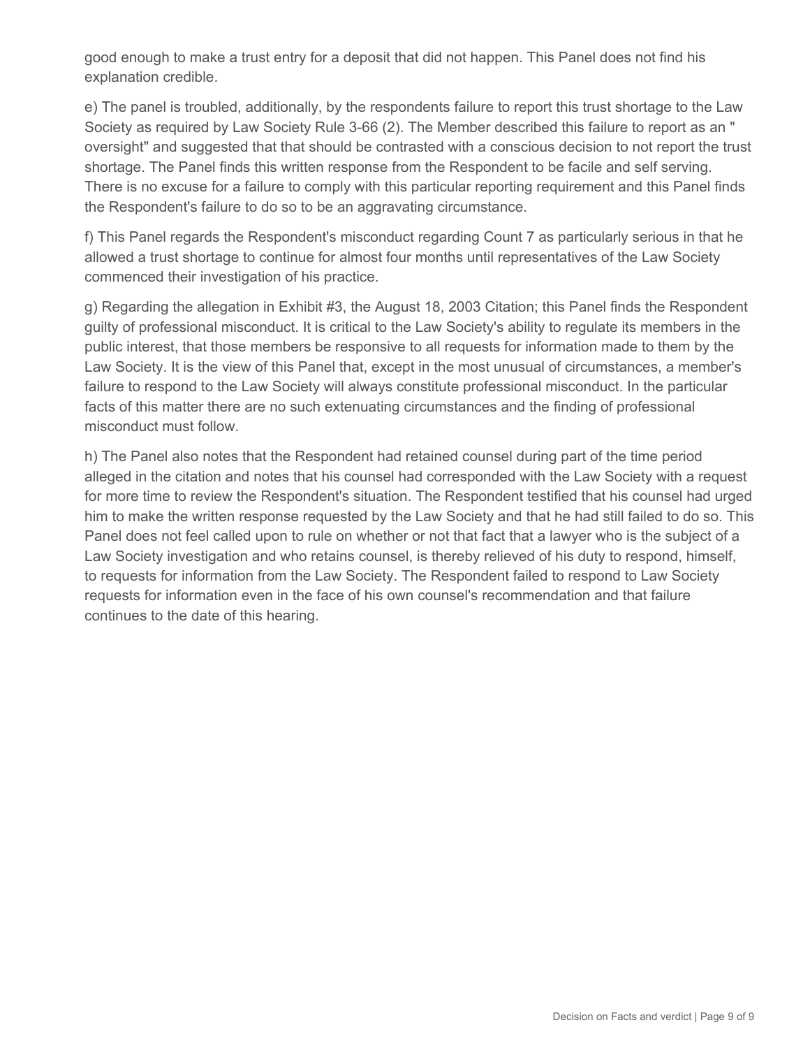good enough to make a trust entry for a deposit that did not happen. This Panel does not find his explanation credible.

e) The panel is troubled, additionally, by the respondents failure to report this trust shortage to the Law Society as required by Law Society Rule 3-66 (2). The Member described this failure to report as an " oversight" and suggested that that should be contrasted with a conscious decision to not report the trust shortage. The Panel finds this written response from the Respondent to be facile and self serving. There is no excuse for a failure to comply with this particular reporting requirement and this Panel finds the Respondent's failure to do so to be an aggravating circumstance.

f) This Panel regards the Respondent's misconduct regarding Count 7 as particularly serious in that he allowed a trust shortage to continue for almost four months until representatives of the Law Society commenced their investigation of his practice.

g) Regarding the allegation in Exhibit #3, the August 18, 2003 Citation; this Panel finds the Respondent guilty of professional misconduct. It is critical to the Law Society's ability to regulate its members in the public interest, that those members be responsive to all requests for information made to them by the Law Society. It is the view of this Panel that, except in the most unusual of circumstances, a member's failure to respond to the Law Society will always constitute professional misconduct. In the particular facts of this matter there are no such extenuating circumstances and the finding of professional misconduct must follow.

h) The Panel also notes that the Respondent had retained counsel during part of the time period alleged in the citation and notes that his counsel had corresponded with the Law Society with a request for more time to review the Respondent's situation. The Respondent testified that his counsel had urged him to make the written response requested by the Law Society and that he had still failed to do so. This Panel does not feel called upon to rule on whether or not that fact that a lawyer who is the subject of a Law Society investigation and who retains counsel, is thereby relieved of his duty to respond, himself, to requests for information from the Law Society. The Respondent failed to respond to Law Society requests for information even in the face of his own counsel's recommendation and that failure continues to the date of this hearing.